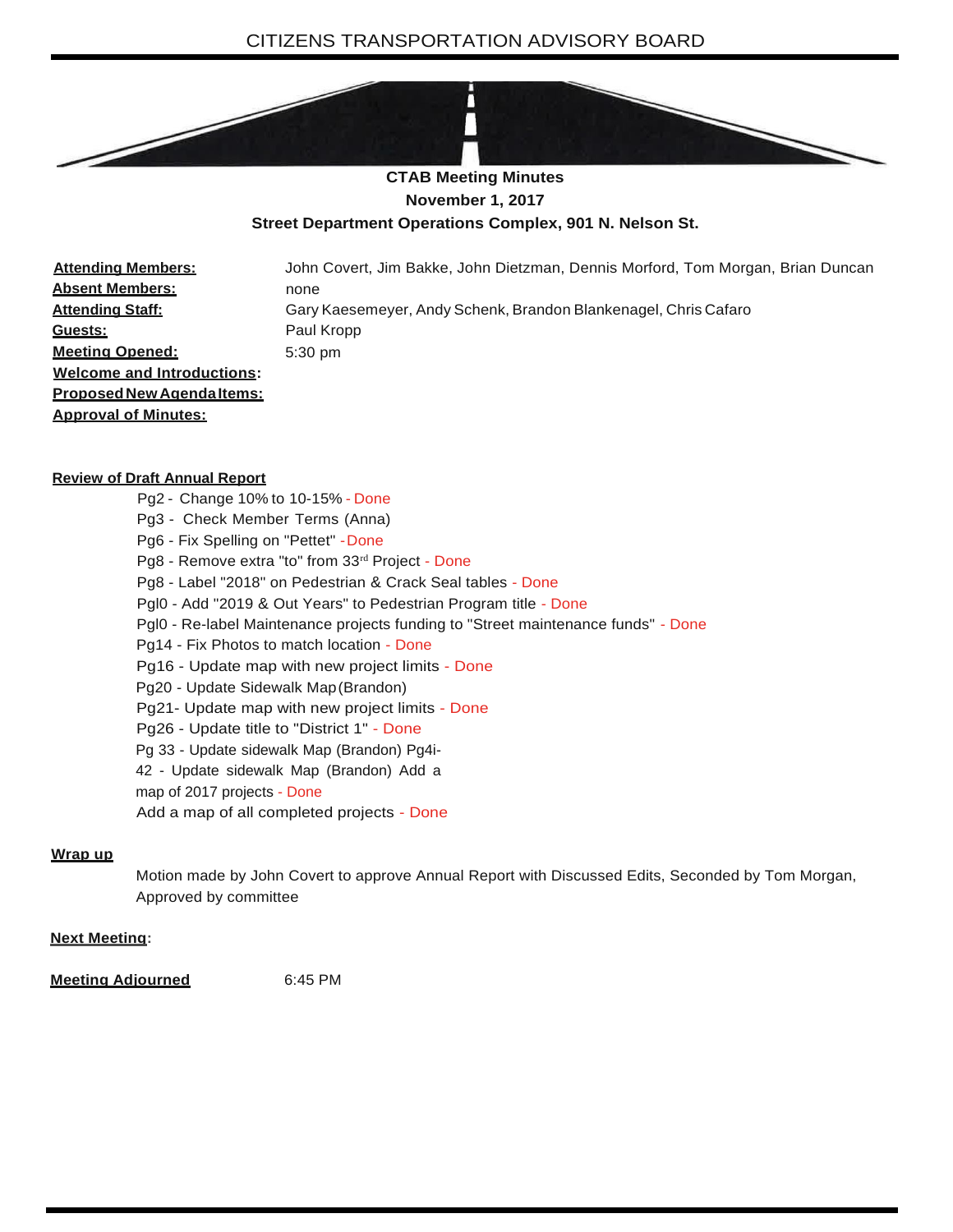CITIZENS TRANSPORTATION ADVISORY BOARD

**CTAB Meeting Minutes**
**November 1, 2017**
**Street Department Operations Complex, 901 N. Nelson St.**

**Attending Members:** John Covert, Jim Bakke, John Dietzman, Dennis Morford, Tom Morgan, Brian Duncan
**Absent Members:** none
**Attending Staff:** Gary Kaesemeyer, Andy Schenk, Brandon Blankenagel, Chris Cafaro
**Guests:** Paul Kropp
**Meeting Opened:** 5:30 pm
**Welcome and Introductions:**
**Proposed New Agenda Items:**
**Approval of Minutes:**

**Review of Draft Annual Report**

- Pg2 - Change 10% to 10-15% - Done
- Pg3 - Check Member Terms (Anna)
- Pg6 - Fix Spelling on "Pettet" - Done
- Pg8 - Remove extra "to" from 33rd Project - Done
- Pg8 - Label "2018" on Pedestrian & Crack Seal tables - Done
- Pgl0 - Add "2019 & Out Years" to Pedestrian Program title - Done
- Pgl0 - Re-label Maintenance projects funding to "Street maintenance funds" - Done
- Pg14 - Fix Photos to match location - Done
- Pg16 - Update map with new project limits - Done
- Pg20 - Update Sidewalk Map (Brandon)
- Pg21- Update map with new project limits - Done
- Pg26 - Update title to "District 1" - Done
- Pg 33 - Update sidewalk Map (Brandon) Pg4i-42 - Update sidewalk Map (Brandon) Add a map of 2017 projects - Done
- Add a map of all completed projects - Done

**Wrap up**

Motion made by John Covert to approve Annual Report with Discussed Edits, Seconded by Tom Morgan, Approved by committee

**Next Meeting:**

**Meeting Adjourned** 6:45 PM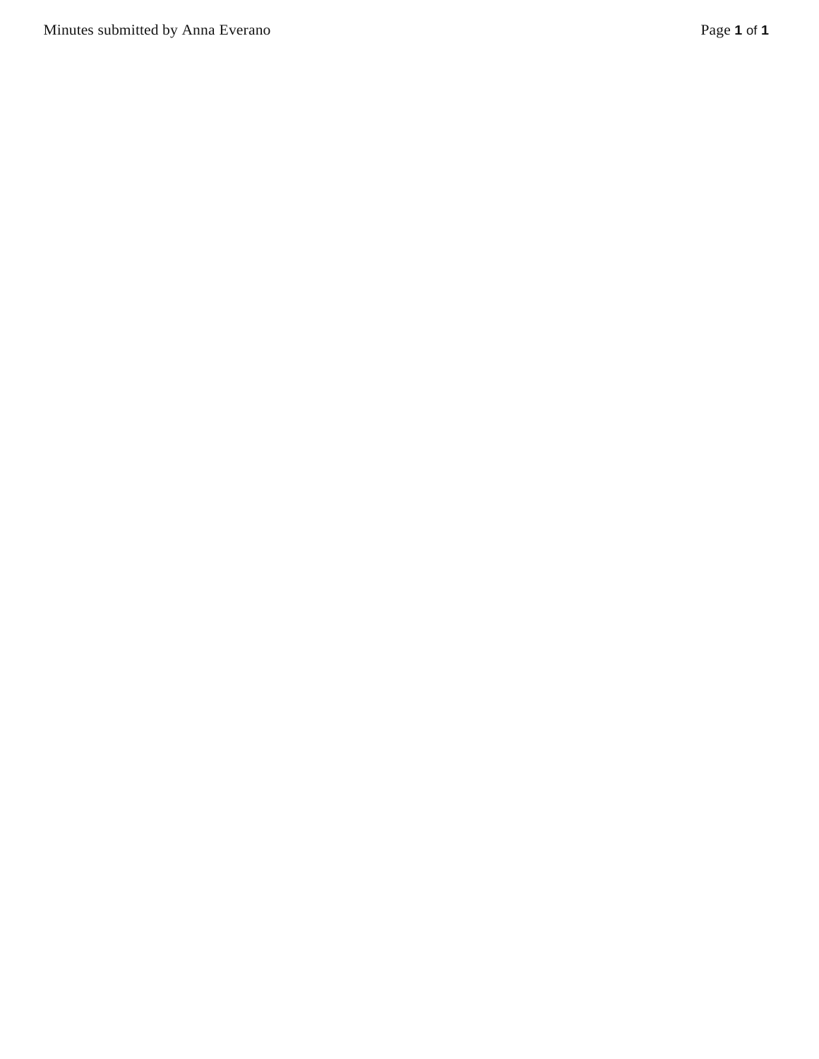Minutes submitted by Anna Everano